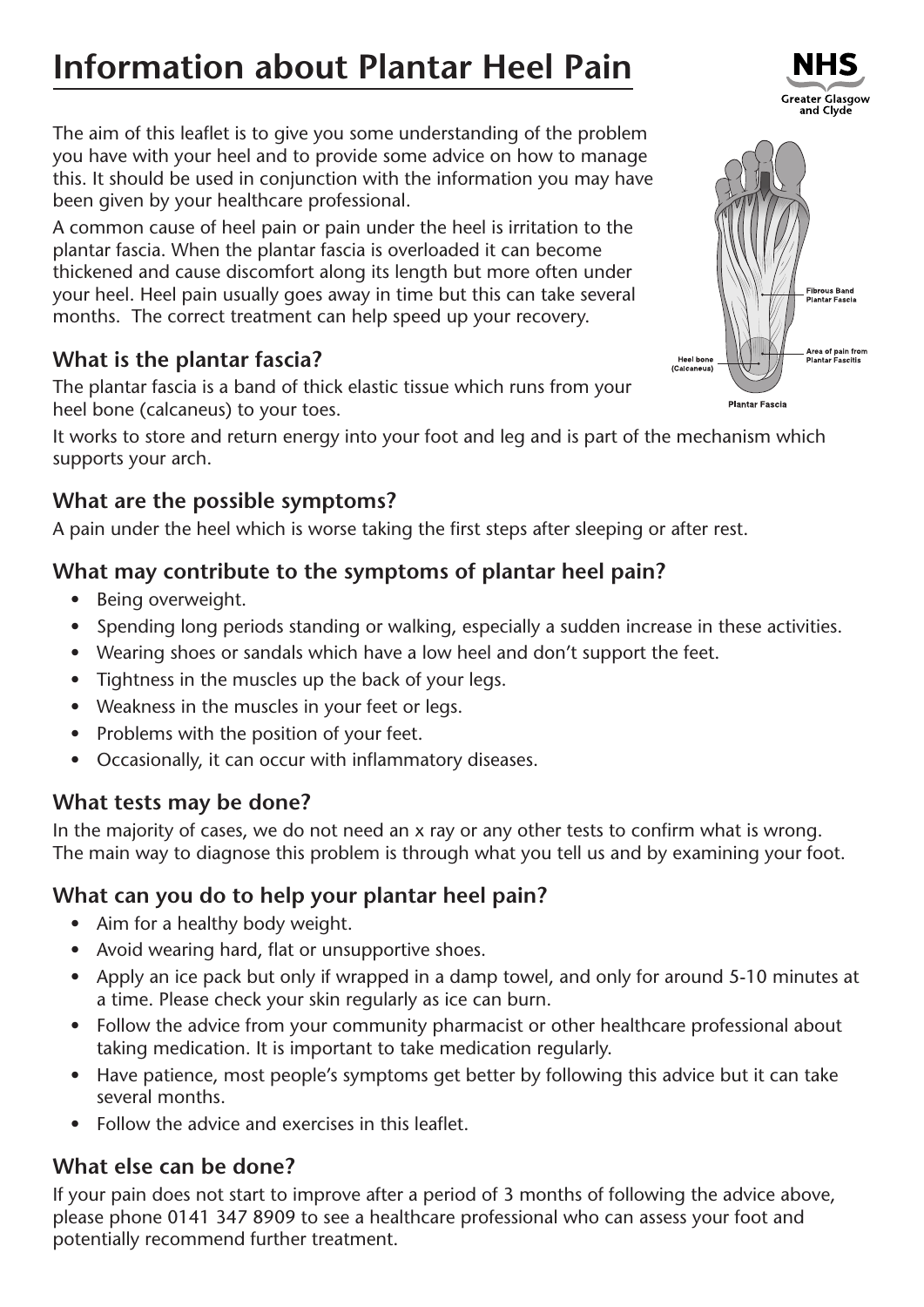# Information about Plantar Heel Pain

The aim of this leaflet is to give you some understanding of the problem you have with your heel and to provide some advice on how to manage this. It should be used in conjunction with the information you may have been given by your healthcare professional.

A common cause of heel pain or pain under the heel is irritation to the plantar fascia. When the plantar fascia is overloaded it can become thickened and cause discomfort along its length but more often under your heel. Heel pain usually goes away in time but this can take several months. The correct treatment can help speed up your recovery.

## What is the plantar fascia?

The plantar fascia is a band of thick elastic tissue which runs from your heel bone (calcaneus) to your toes.

It works to store and return energy into your foot and leg and is part of the mechanism which supports your arch.

## What are the possible symptoms?

A pain under the heel which is worse taking the first steps after sleeping or after rest.

## What may contribute to the symptoms of plantar heel pain?

- Being overweight.
- Spending long periods standing or walking, especially a sudden increase in these activities.
- Wearing shoes or sandals which have a low heel and don't support the feet.
- Tightness in the muscles up the back of your legs.
- Weakness in the muscles in your feet or legs.
- Problems with the position of your feet.
- Occasionally, it can occur with inflammatory diseases.

## What tests may be done?

In the majority of cases, we do not need an x ray or any other tests to confirm what is wrong. The main way to diagnose this problem is through what you tell us and by examining your foot.

## What can you do to help your plantar heel pain?

- Aim for a healthy body weight.
- Avoid wearing hard, flat or unsupportive shoes.
- Apply an ice pack but only if wrapped in a damp towel, and only for around 5-10 minutes at a time. Please check your skin regularly as ice can burn.
- Follow the advice from your community pharmacist or other healthcare professional about taking medication. It is important to take medication regularly.
- Have patience, most people's symptoms get better by following this advice but it can take several months.
- Follow the advice and exercises in this leaflet.

## What else can be done?

If your pain does not start to improve after a period of 3 months of following the advice above, please phone 0141 347 8909 to see a healthcare professional who can assess your foot and potentially recommend further treatment.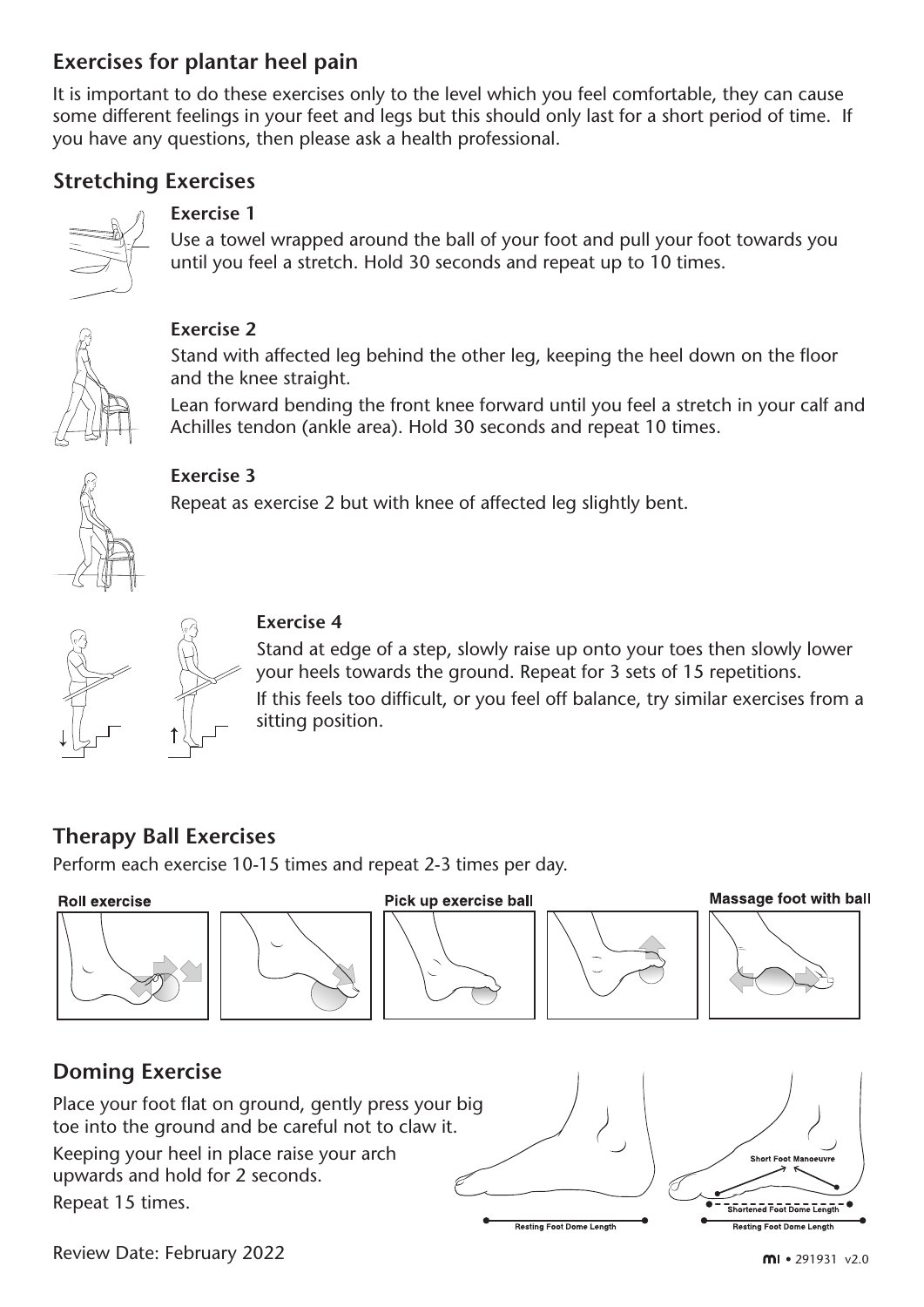## Exercises for plantar heel pain

It is important to do these exercises only to the level which you feel comfortable, they can cause some different feelings in your feet and legs but this should only last for a short period of time. If you have any questions, then please ask a health professional.

## Stretching Exercises

### Exercise 1

Use a towel wrapped around the ball of your foot and pull your foot towards you until you feel a stretch. Hold 30 seconds and repeat up to 10 times.

### Exercise 2

Stand with affected leg behind the other leg, keeping the heel down on the floor and the knee straight.

Lean forward bending the front knee forward until you feel a stretch in your calf and Achilles tendon (ankle area). Hold 30 seconds and repeat 10 times.

### Exercise 3

Repeat as exercise 2 but with knee of affected leg slightly bent.

### Exercise 4

Stand at edge of a step, slowly raise up onto your toes then slowly lower your heels towards the ground. Repeat for 3 sets of 15 repetitions.

If this feels too difficult, or you feel off balance, try similar exercises from a sitting position.

## Therapy Ball Exercises

Perform each exercise 10-15 times and repeat 2-3 times per day.

Roll exercise

Pick up exercise ball

Massage foot with ball

## Doming Exercise

Place your foot flat on ground, gently press your big toe into the ground and be careful not to claw it.

Keeping your heel in place raise your arch upwards and hold for 2 seconds.

Repeat 15 times.

Resting Foot Dome Length

Short Foot Manoeuvre

Shortened Foot Dome Length

Resting Foot Dome Length

Review Date: February 2022

mi • 291931 v2.0